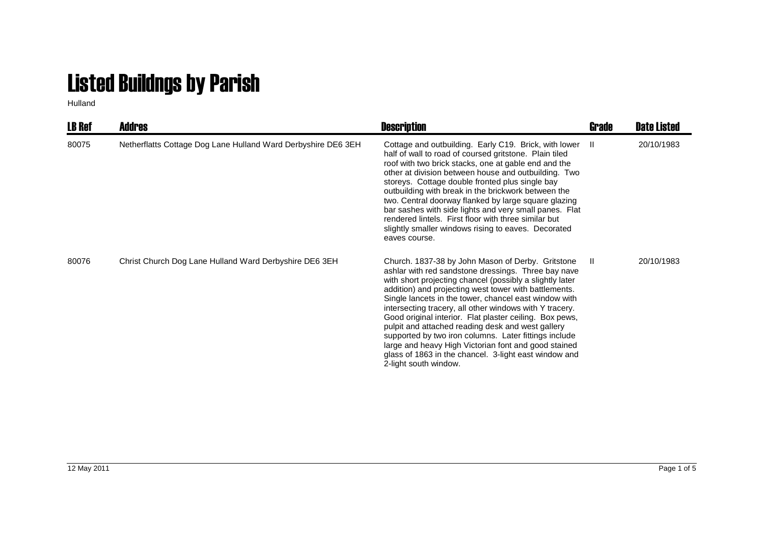# Listed Buildngs by Parish

Hulland

| LB Ref | Addres | Description | Grade | Date Listed |
|---|---|---|---|---|
| 80075 | Netherflatts Cottage Dog Lane Hulland Ward Derbyshire DE6 3EH | Cottage and outbuilding. Early C19. Brick, with lower half of wall to road of coursed gritstone. Plain tiled roof with two brick stacks, one at gable end and the other at division between house and outbuilding. Two storeys. Cottage double fronted plus single bay outbuilding with break in the brickwork between the two. Central doorway flanked by large square glazing bar sashes with side lights and very small panes. Flat rendered lintels. First floor with three similar but slightly smaller windows rising to eaves. Decorated eaves course. | II | 20/10/1983 |
| 80076 | Christ Church Dog Lane Hulland Ward Derbyshire DE6 3EH | Church. 1837-38 by John Mason of Derby. Gritstone ashlar with red sandstone dressings. Three bay nave with short projecting chancel (possibly a slightly later addition) and projecting west tower with battlements. Single lancets in the tower, chancel east window with intersecting tracery, all other windows with Y tracery. Good original interior. Flat plaster ceiling. Box pews, pulpit and attached reading desk and west gallery supported by two iron columns. Later fittings include large and heavy High Victorian font and good stained glass of 1863 in the chancel. 3-light east window and 2-light south window. | II | 20/10/1983 |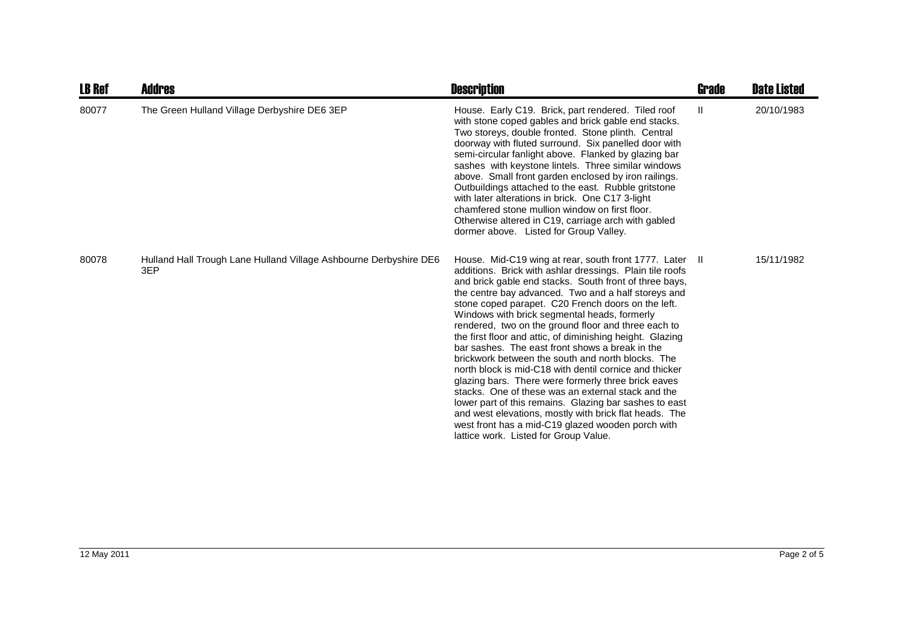| LB Ref | Addres | Description | Grade | Date Listed |
| --- | --- | --- | --- | --- |
| 80077 | The Green Hulland Village Derbyshire DE6 3EP | House. Early C19. Brick, part rendered. Tiled roof with stone coped gables and brick gable end stacks. Two storeys, double fronted. Stone plinth. Central doorway with fluted surround. Six panelled door with semi-circular fanlight above. Flanked by glazing bar sashes with keystone lintels. Three similar windows above. Small front garden enclosed by iron railings. Outbuildings attached to the east. Rubble gritstone with later alterations in brick. One C17 3-light chamfered stone mullion window on first floor. Otherwise altered in C19, carriage arch with gabled dormer above. Listed for Group Valley. | II | 20/10/1983 |
| 80078 | Hulland Hall Trough Lane Hulland Village Ashbourne Derbyshire DE6 3EP | House. Mid-C19 wing at rear, south front 1777. Later additions. Brick with ashlar dressings. Plain tile roofs and brick gable end stacks. South front of three bays, the centre bay advanced. Two and a half storeys and stone coped parapet. C20 French doors on the left. Windows with brick segmental heads, formerly rendered, two on the ground floor and three each to the first floor and attic, of diminishing height. Glazing bar sashes. The east front shows a break in the brickwork between the south and north blocks. The north block is mid-C18 with dentil cornice and thicker glazing bars. There were formerly three brick eaves stacks. One of these was an external stack and the lower part of this remains. Glazing bar sashes to east and west elevations, mostly with brick flat heads. The west front has a mid-C19 glazed wooden porch with lattice work. Listed for Group Value. | II | 15/11/1982 |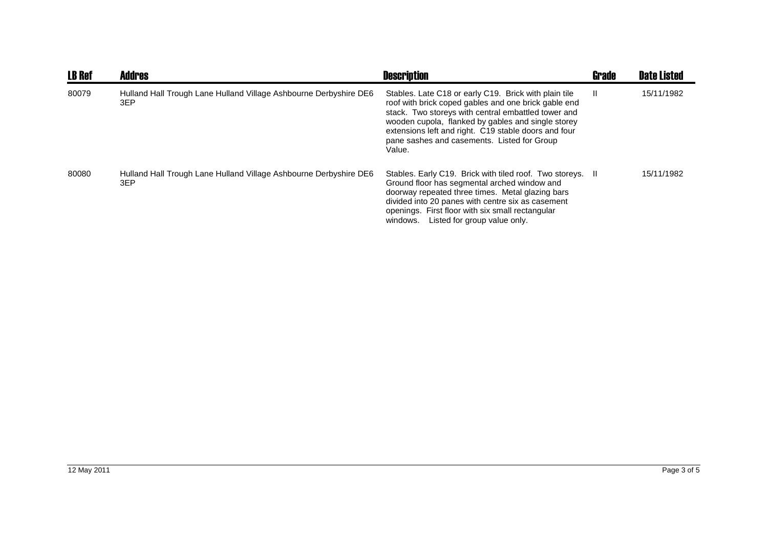| LB Ref | Addres | Description | Grade | Date Listed |
| --- | --- | --- | --- | --- |
| 80079 | Hulland Hall Trough Lane Hulland Village Ashbourne Derbyshire DE6 3EP | Stables. Late C18 or early C19. Brick with plain tile roof with brick coped gables and one brick gable end stack. Two storeys with central embattled tower and wooden cupola, flanked by gables and single storey extensions left and right. C19 stable doors and four pane sashes and casements. Listed for Group Value. | II | 15/11/1982 |
| 80080 | Hulland Hall Trough Lane Hulland Village Ashbourne Derbyshire DE6 3EP | Stables. Early C19. Brick with tiled roof. Two storeys. Ground floor has segmental arched window and doorway repeated three times. Metal glazing bars divided into 20 panes with centre six as casement openings. First floor with six small rectangular windows. Listed for group value only. | II | 15/11/1982 |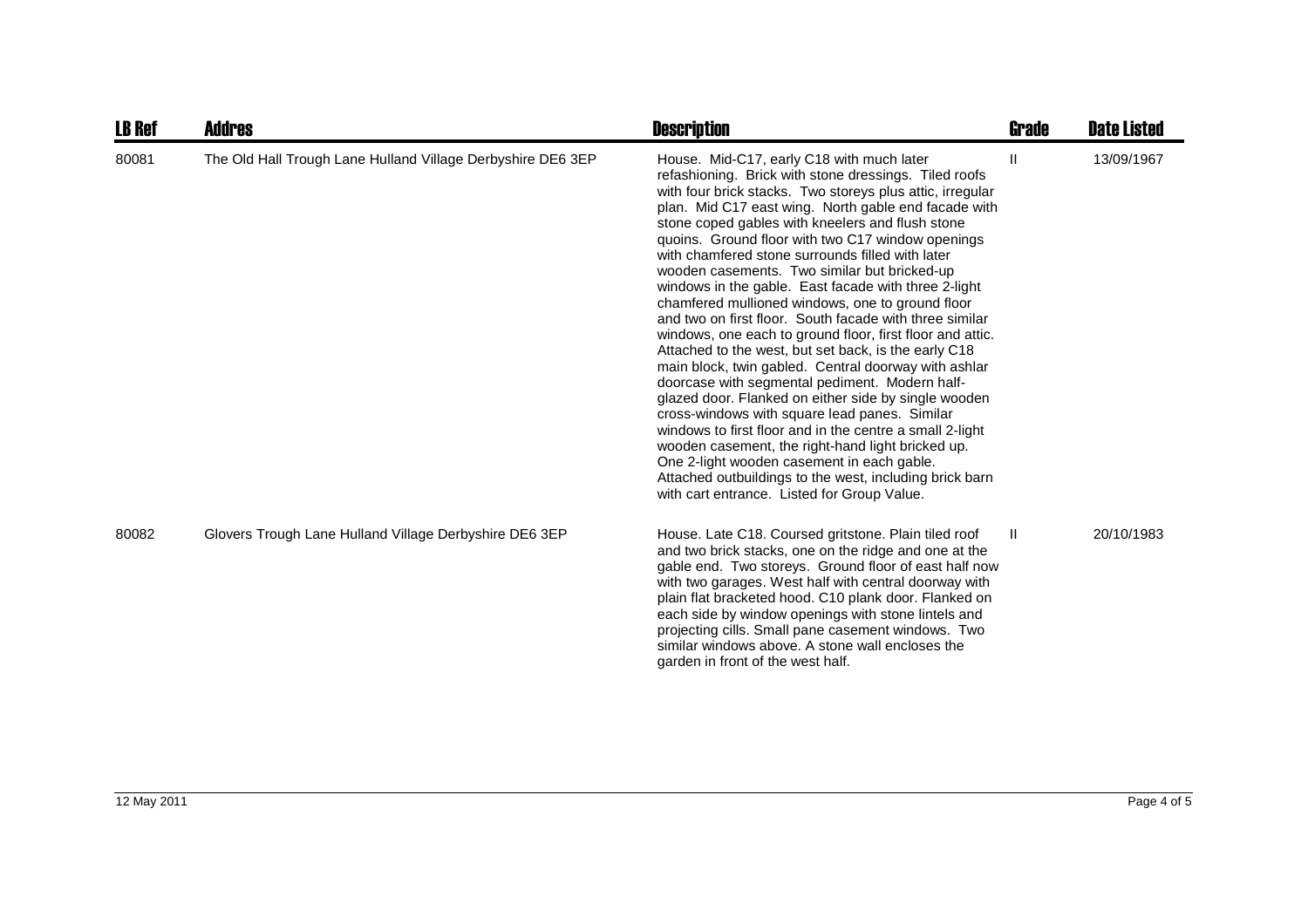| LB Ref | Addres | Description | Grade | Date Listed |
|---|---|---|---|---|
| 80081 | The Old Hall Trough Lane Hulland Village Derbyshire DE6 3EP | House. Mid-C17, early C18 with much later refashioning. Brick with stone dressings. Tiled roofs with four brick stacks. Two storeys plus attic, irregular plan. Mid C17 east wing. North gable end facade with stone coped gables with kneelers and flush stone quoins. Ground floor with two C17 window openings with chamfered stone surrounds filled with later wooden casements. Two similar but bricked-up windows in the gable. East facade with three 2-light chamfered mullioned windows, one to ground floor and two on first floor. South facade with three similar windows, one each to ground floor, first floor and attic. Attached to the west, but set back, is the early C18 main block, twin gabled. Central doorway with ashlar doorcase with segmental pediment. Modern half-glazed door. Flanked on either side by single wooden cross-windows with square lead panes. Similar windows to first floor and in the centre a small 2-light wooden casement, the right-hand light bricked up. One 2-light wooden casement in each gable. Attached outbuildings to the west, including brick barn with cart entrance. Listed for Group Value. | II | 13/09/1967 |
| 80082 | Glovers Trough Lane Hulland Village Derbyshire DE6 3EP | House. Late C18. Coursed gritstone. Plain tiled roof and two brick stacks, one on the ridge and one at the gable end. Two storeys. Ground floor of east half now with two garages. West half with central doorway with plain flat bracketed hood. C10 plank door. Flanked on each side by window openings with stone lintels and projecting cills. Small pane casement windows. Two similar windows above. A stone wall encloses the garden in front of the west half. | II | 20/10/1983 |

12 May 2011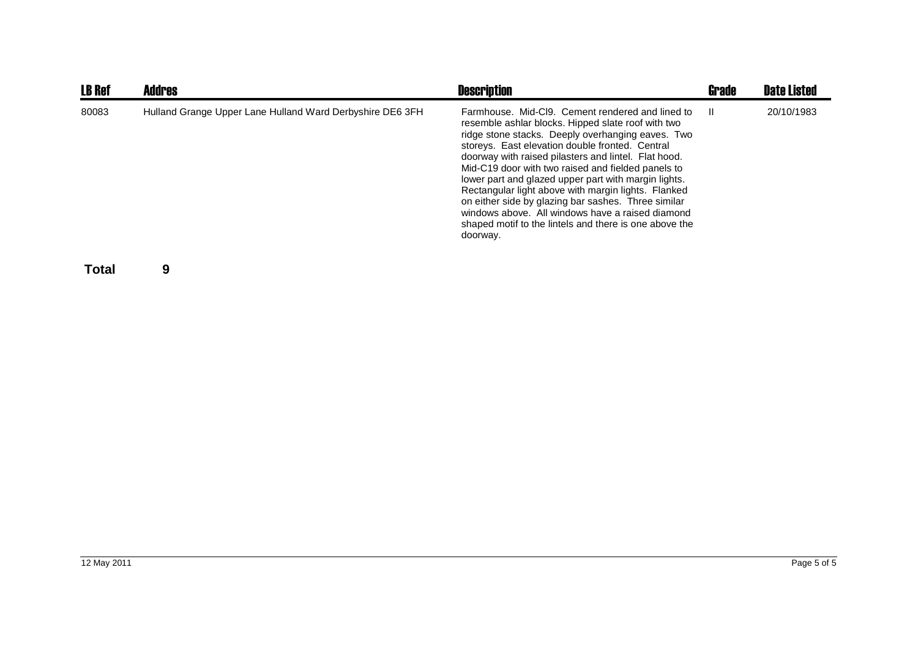| LB Ref | Addres | Description | Grade | Date Listed |
| --- | --- | --- | --- | --- |
| 80083 | Hulland Grange Upper Lane Hulland Ward Derbyshire DE6 3FH | Farmhouse. Mid-Cl9. Cement rendered and lined to resemble ashlar blocks. Hipped slate roof with two ridge stone stacks. Deeply overhanging eaves. Two storeys. East elevation double fronted. Central doorway with raised pilasters and lintel. Flat hood. Mid-C19 door with two raised and fielded panels to lower part and glazed upper part with margin lights. Rectangular light above with margin lights. Flanked on either side by glazing bar sashes. Three similar windows above. All windows have a raised diamond shaped motif to the lintels and there is one above the doorway. | II | 20/10/1983 |

**Total** **9**

12 May 2011